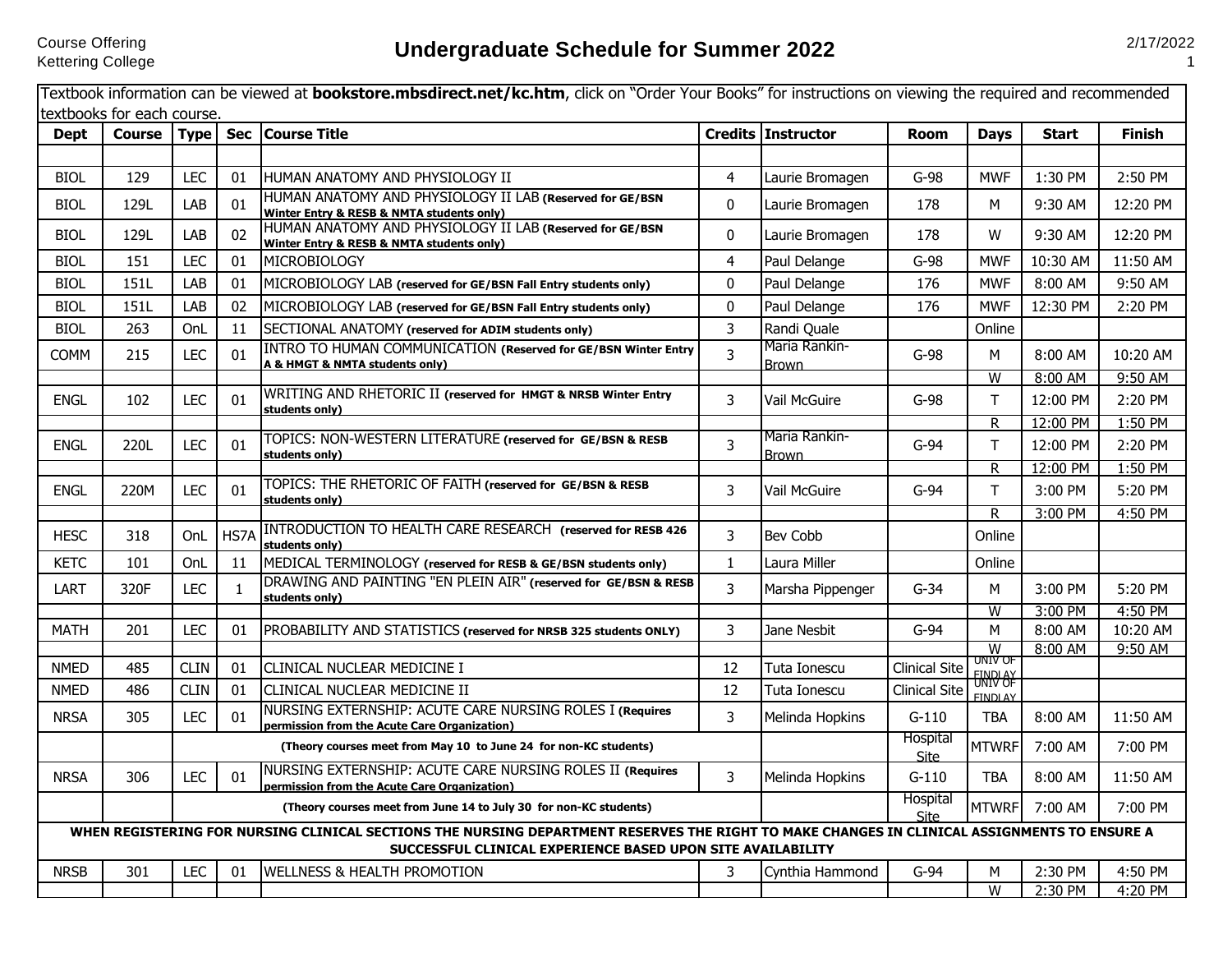Course Offering
Kettering College

# Undergraduate Schedule for Summer 2022

2/17/2022

Textbook information can be viewed at **bookstore.mbsdirect.net/kc.htm**, click on "Order Your Books" for instructions on viewing the required and recommended textbooks for each course.

| Dept | Course | Type | Sec | Course Title | Credits | Instructor | Room | Days | Start | Finish |
|---|---|---|---|---|---|---|---|---|---|---|
| | | | | | | | | | | |
| BIOL | 129 | LEC | 01 | HUMAN ANATOMY AND PHYSIOLOGY II | 4 | Laurie Bromagen | G-98 | MWF | 1:30 PM | 2:50 PM |
| BIOL | 129L | LAB | 01 | HUMAN ANATOMY AND PHYSIOLOGY II LAB **(Reserved for GE/BSN Winter Entry & RESB & NMTA students only)** | 0 | Laurie Bromagen | 178 | M | 9:30 AM | 12:20 PM |
| BIOL | 129L | LAB | 02 | HUMAN ANATOMY AND PHYSIOLOGY II LAB **(Reserved for GE/BSN Winter Entry & RESB & NMTA students only)** | 0 | Laurie Bromagen | 178 | W | 9:30 AM | 12:20 PM |
| BIOL | 151 | LEC | 01 | MICROBIOLOGY | 4 | Paul Delange | G-98 | MWF | 10:30 AM | 11:50 AM |
| BIOL | 151L | LAB | 01 | MICROBIOLOGY LAB **(reserved for GE/BSN Fall Entry students only)** | 0 | Paul Delange | 176 | MWF | 8:00 AM | 9:50 AM |
| BIOL | 151L | LAB | 02 | MICROBIOLOGY LAB **(reserved for GE/BSN Fall Entry students only)** | 0 | Paul Delange | 176 | MWF | 12:30 PM | 2:20 PM |
| BIOL | 263 | OnL | 11 | SECTIONAL ANATOMY **(reserved for ADIM students only)** | 3 | Randi Quale | | Online | | |
| COMM | 215 | LEC | 01 | INTRO TO HUMAN COMMUNICATION **(Reserved for GE/BSN Winter Entry A & HMGT & NMTA students only)** | 3 | Maria Rankin-Brown | G-98 | M | 8:00 AM | 10:20 AM |
| | | | | | | | | W | 8:00 AM | 9:50 AM |
| ENGL | 102 | LEC | 01 | WRITING AND RHETORIC II **(reserved for HMGT & NRSB Winter Entry students only)** | 3 | Vail McGuire | G-98 | T | 12:00 PM | 2:20 PM |
| | | | | | | | | R | 12:00 PM | 1:50 PM |
| ENGL | 220L | LEC | 01 | TOPICS: NON-WESTERN LITERATURE **(reserved for GE/BSN & RESB students only)** | 3 | Maria Rankin-Brown | G-94 | T | 12:00 PM | 2:20 PM |
| | | | | | | | | R | 12:00 PM | 1:50 PM |
| ENGL | 220M | LEC | 01 | TOPICS: THE RHETORIC OF FAITH **(reserved for GE/BSN & RESB students only)** | 3 | Vail McGuire | G-94 | T | 3:00 PM | 5:20 PM |
| | | | | | | | | R | 3:00 PM | 4:50 PM |
| HESC | 318 | OnL | HS7A | INTRODUCTION TO HEALTH CARE RESEARCH **(reserved for RESB 426 students only)** | 3 | Bev Cobb | | Online | | |
| KETC | 101 | OnL | 11 | MEDICAL TERMINOLOGY **(reserved for RESB & GE/BSN students only)** | 1 | Laura Miller | | Online | | |
| LART | 320F | LEC | 1 | DRAWING AND PAINTING "EN PLEIN AIR" **(reserved for GE/BSN & RESB students only)** | 3 | Marsha Pippenger | G-34 | M | 3:00 PM | 5:20 PM |
| | | | | | | | | W | 3:00 PM | 4:50 PM |
| MATH | 201 | LEC | 01 | PROBABILITY AND STATISTICS **(reserved for NRSB 325 students ONLY)** | 3 | Jane Nesbit | G-94 | M | 8:00 AM | 10:20 AM |
| | | | | | | | | W | 8:00 AM | 9:50 AM |
| NMED | 485 | CLIN | 01 | CLINICAL NUCLEAR MEDICINE I | 12 | Tuta Ionescu | Clinical Site | UNIV OF FINDLAY | | |
| NMED | 486 | CLIN | 01 | CLINICAL NUCLEAR MEDICINE II | 12 | Tuta Ionescu | Clinical Site | UNIV OF FINDLAY | | |
| NRSA | 305 | LEC | 01 | NURSING EXTERNSHIP: ACUTE CARE NURSING ROLES I **(Requires permission from the Acute Care Organization)** | 3 | Melinda Hopkins | G-110 | TBA | 8:00 AM | 11:50 AM |
| | | **(Theory courses meet from May 10 to June 24 for non-KC students)** | | | | | Hospital Site | MTWRF | 7:00 AM | 7:00 PM |
| NRSA | 306 | LEC | 01 | NURSING EXTERNSHIP: ACUTE CARE NURSING ROLES II **(Requires permission from the Acute Care Organization)** | 3 | Melinda Hopkins | G-110 | TBA | 8:00 AM | 11:50 AM |
| | | **(Theory courses meet from June 14 to July 30 for non-KC students)** | | | | | Hospital Site | MTWRF | 7:00 AM | 7:00 PM |
| **WHEN REGISTERING FOR NURSING CLINICAL SECTIONS THE NURSING DEPARTMENT RESERVES THE RIGHT TO MAKE CHANGES IN CLINICAL ASSIGNMENTS TO ENSURE A SUCCESSFUL CLINICAL EXPERIENCE BASED UPON SITE AVAILABILITY** | | | | | | | | | | |
| NRSB | 301 | LEC | 01 | WELLNESS & HEALTH PROMOTION | 3 | Cynthia Hammond | G-94 | M | 2:30 PM | 4:50 PM |
| | | | | | | | | W | 2:30 PM | 4:20 PM |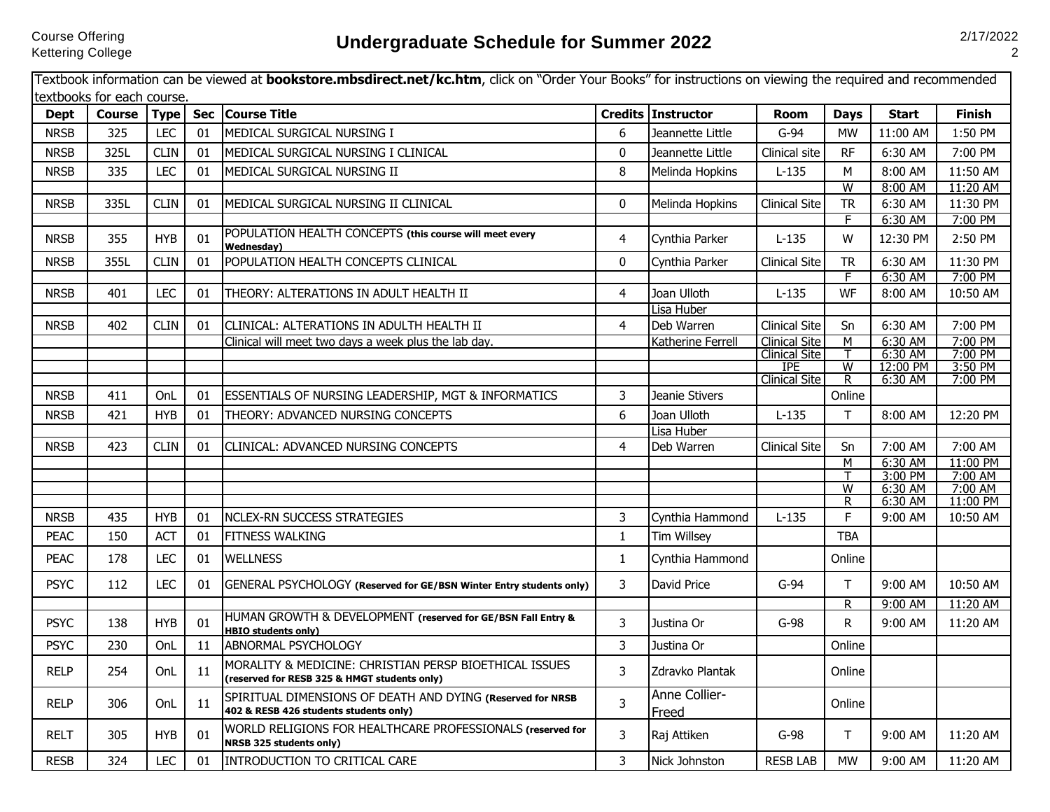Course Offering
Kettering College

# Undergraduate Schedule for Summer 2022

2/17/2022

Textbook information can be viewed at **bookstore.mbsdirect.net/kc.htm**, click on "Order Your Books" for instructions on viewing the required and recommended textbooks for each course.

| Dept | Course | Type | Sec | Course Title | Credits | Instructor | Room | Days | Start | Finish |
|---|---|---|---|---|---|---|---|---|---|---|
| NRSB | 325 | LEC | 01 | MEDICAL SURGICAL NURSING I | 6 | Jeannette Little | G-94 | MW | 11:00 AM | 1:50 PM |
| NRSB | 325L | CLIN | 01 | MEDICAL SURGICAL NURSING I CLINICAL | 0 | Jeannette Little | Clinical site | RF | 6:30 AM | 7:00 PM |
| NRSB | 335 | LEC | 01 | MEDICAL SURGICAL NURSING II | 8 | Melinda Hopkins | L-135 | M | 8:00 AM | 11:50 AM |
| | | | | | | | | W | 8:00 AM | 11:20 AM |
| NRSB | 335L | CLIN | 01 | MEDICAL SURGICAL NURSING II CLINICAL | 0 | Melinda Hopkins | Clinical Site | TR | 6:30 AM | 11:30 PM |
| | | | | | | | | F | 6:30 AM | 7:00 PM |
| NRSB | 355 | HYB | 01 | POPULATION HEALTH CONCEPTS **(this course will meet every Wednesday)** | 4 | Cynthia Parker | L-135 | W | 12:30 PM | 2:50 PM |
| NRSB | 355L | CLIN | 01 | POPULATION HEALTH CONCEPTS CLINICAL | 0 | Cynthia Parker | Clinical Site | TR | 6:30 AM | 11:30 PM |
| | | | | | | | | F | 6:30 AM | 7:00 PM |
| NRSB | 401 | LEC | 01 | THEORY: ALTERATIONS IN ADULT HEALTH II | 4 | Joan Ulloth | L-135 | WF | 8:00 AM | 10:50 AM |
| | | | | | | Lisa Huber | | | | |
| NRSB | 402 | CLIN | 01 | CLINICAL: ALTERATIONS IN ADULTH HEALTH II | 4 | Deb Warren | Clinical Site | Sn | 6:30 AM | 7:00 PM |
| | | | | Clinical will meet two days a week plus the lab day. | | Katherine Ferrell | Clinical Site | M | 6:30 AM | 7:00 PM |
| | | | | | | | Clinical Site | T | 6:30 AM | 7:00 PM |
| | | | | | | | IPE | W | 12:00 PM | 3:50 PM |
| | | | | | | | Clinical Site | R | 6:30 AM | 7:00 PM |
| NRSB | 411 | OnL | 01 | ESSENTIALS OF NURSING LEADERSHIP, MGT & INFORMATICS | 3 | Jeanie Stivers | | Online | | |
| NRSB | 421 | HYB | 01 | THEORY: ADVANCED NURSING CONCEPTS | 6 | Joan Ulloth | L-135 | T | 8:00 AM | 12:20 PM |
| | | | | | | Lisa Huber | | | | |
| NRSB | 423 | CLIN | 01 | CLINICAL: ADVANCED NURSING CONCEPTS | 4 | Deb Warren | Clinical Site | Sn | 7:00 AM | 7:00 AM |
| | | | | | | | | M | 6:30 AM | 11:00 PM |
| | | | | | | | | T | 3:00 PM | 7:00 AM |
| | | | | | | | | W | 6:30 AM | 7:00 AM |
| | | | | | | | | R | 6:30 AM | 11:00 PM |
| NRSB | 435 | HYB | 01 | NCLEX-RN SUCCESS STRATEGIES | 3 | Cynthia Hammond | L-135 | F | 9:00 AM | 10:50 AM |
| PEAC | 150 | ACT | 01 | FITNESS WALKING | 1 | Tim Willsey | | TBA | | |
| PEAC | 178 | LEC | 01 | WELLNESS | 1 | Cynthia Hammond | | Online | | |
| PSYC | 112 | LEC | 01 | GENERAL PSYCHOLOGY **(Reserved for GE/BSN Winter Entry students only)** | 3 | David Price | G-94 | T | 9:00 AM | 10:50 AM |
| | | | | | | | | R | 9:00 AM | 11:20 AM |
| PSYC | 138 | HYB | 01 | HUMAN GROWTH & DEVELOPMENT **(reserved for GE/BSN Fall Entry & HBIO students only)** | 3 | Justina Or | G-98 | R | 9:00 AM | 11:20 AM |
| PSYC | 230 | OnL | 11 | ABNORMAL PSYCHOLOGY | 3 | Justina Or | | Online | | |
| RELP | 254 | OnL | 11 | MORALITY & MEDICINE: CHRISTIAN PERSP BIOETHICAL ISSUES **(reserved for RESB 325 & HMGT students only)** | 3 | Zdravko Plantak | | Online | | |
| RELP | 306 | OnL | 11 | SPIRITUAL DIMENSIONS OF DEATH AND DYING **(Reserved for NRSB 402 & RESB 426 students only)** | 3 | Anne Collier-Freed | | Online | | |
| RELT | 305 | HYB | 01 | WORLD RELIGIONS FOR HEALTHCARE PROFESSIONALS **(reserved for NRSB 325 students only)** | 3 | Raj Attiken | G-98 | T | 9:00 AM | 11:20 AM |
| RESB | 324 | LEC | 01 | INTRODUCTION TO CRITICAL CARE | 3 | Nick Johnston | RESB LAB | MW | 9:00 AM | 11:20 AM |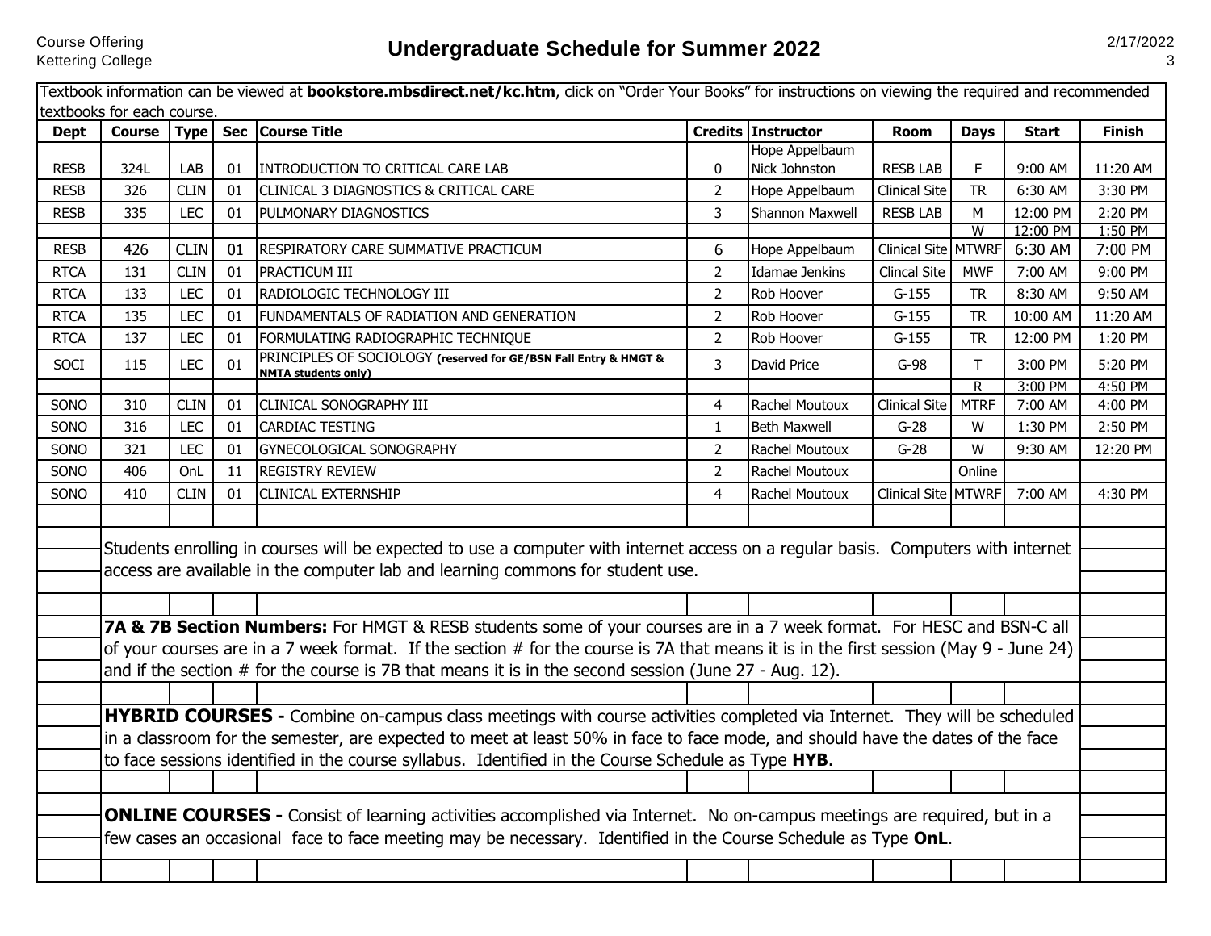Textbook information can be viewed at **bookstore.mbsdirect.net/kc.htm**, click on “Order Your Books” for instructions on viewing the required and recommended textbooks for each course.

| Dept | Course | Type | Sec | Course Title | Credits | Instructor | Room | Days | Start | Finish |
|---|---|---|---|---|---|---|---|---|---|---|
| | | | | | | Hope Appelbaum | | | | |
| RESB | 324L | LAB | 01 | INTRODUCTION TO CRITICAL CARE LAB | 0 | Nick Johnston | RESB LAB | F | 9:00 AM | 11:20 AM |
| RESB | 326 | CLIN | 01 | CLINICAL 3 DIAGNOSTICS & CRITICAL CARE | 2 | Hope Appelbaum | Clinical Site | TR | 6:30 AM | 3:30 PM |
| RESB | 335 | LEC | 01 | PULMONARY DIAGNOSTICS | 3 | Shannon Maxwell | RESB LAB | M | 12:00 PM | 2:20 PM |
| | | | | | | | | W | 12:00 PM | 1:50 PM |
| RESB | 426 | CLIN | 01 | RESPIRATORY CARE SUMMATIVE PRACTICUM | 6 | Hope Appelbaum | Clinical Site | MTWRF | 6:30 AM | 7:00 PM |
| RTCA | 131 | CLIN | 01 | PRACTICUM III | 2 | Idamae Jenkins | Clincal Site | MWF | 7:00 AM | 9:00 PM |
| RTCA | 133 | LEC | 01 | RADIOLOGIC TECHNOLOGY III | 2 | Rob Hoover | G-155 | TR | 8:30 AM | 9:50 AM |
| RTCA | 135 | LEC | 01 | FUNDAMENTALS OF RADIATION AND GENERATION | 2 | Rob Hoover | G-155 | TR | 10:00 AM | 11:20 AM |
| RTCA | 137 | LEC | 01 | FORMULATING RADIOGRAPHIC TECHNIQUE | 2 | Rob Hoover | G-155 | TR | 12:00 PM | 1:20 PM |
| SOCI | 115 | LEC | 01 | PRINCIPLES OF SOCIOLOGY **(reserved for GE/BSN Fall Entry & HMGT & NMTA students only)** | 3 | David Price | G-98 | T | 3:00 PM | 5:20 PM |
| | | | | | | | | R | 3:00 PM | 4:50 PM |
| SONO | 310 | CLIN | 01 | CLINICAL SONOGRAPHY III | 4 | Rachel Moutoux | Clinical Site | MTRF | 7:00 AM | 4:00 PM |
| SONO | 316 | LEC | 01 | CARDIAC TESTING | 1 | Beth Maxwell | G-28 | W | 1:30 PM | 2:50 PM |
| SONO | 321 | LEC | 01 | GYNECOLOGICAL SONOGRAPHY | 2 | Rachel Moutoux | G-28 | W | 9:30 AM | 12:20 PM |
| SONO | 406 | OnL | 11 | REGISTRY REVIEW | 2 | Rachel Moutoux | | Online | | |
| SONO | 410 | CLIN | 01 | CLINICAL EXTERNSHIP | 4 | Rachel Moutoux | Clinical Site | MTWRF | 7:00 AM | 4:30 PM |

Students enrolling in courses will be expected to use a computer with internet access on a regular basis. Computers with internet access are available in the computer lab and learning commons for student use.

**7A & 7B Section Numbers:** For HMGT & RESB students some of your courses are in a 7 week format. For HESC and BSN-C all of your courses are in a 7 week format. If the section # for the course is 7A that means it is in the first session (May 9 - June 24) and if the section # for the course is 7B that means it is in the second session (June 27 - Aug. 12).

**HYBRID COURSES -** Combine on-campus class meetings with course activities completed via Internet. They will be scheduled in a classroom for the semester, are expected to meet at least 50% in face to face mode, and should have the dates of the face to face sessions identified in the course syllabus. Identified in the Course Schedule as Type **HYB**.

**ONLINE COURSES -** Consist of learning activities accomplished via Internet. No on-campus meetings are required, but in a few cases an occasional face to face meeting may be necessary. Identified in the Course Schedule as Type **OnL**.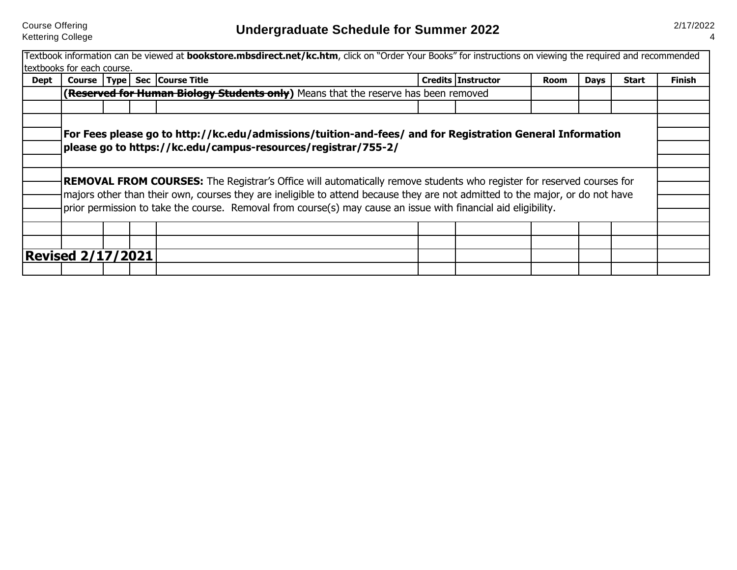# Undergraduate Schedule for Summer 2022

Textbook information can be viewed at **bookstore.mbsdirect.net/kc.htm**, click on "Order Your Books" for instructions on viewing the required and recommended textbooks for each course.

| Dept | Course | Type | Sec | Course Title | Credits | Instructor | Room | Days | Start | Finish |
|---|---|---|---|---|---|---|---|---|---|---|
| | **(~~Reserved for Human Biology Students only~~)** Means that the reserve has been removed | | | | | | | | | |
| | | | | | | | | | | |

**For Fees please go to http://kc.edu/admissions/tuition-and-fees/ and for Registration General Information please go to https://kc.edu/campus-resources/registrar/755-2/**

**REMOVAL FROM COURSES:** The Registrar's Office will automatically remove students who register for reserved courses for majors other than their own, courses they are ineligible to attend because they are not admitted to the major, or do not have prior permission to take the course. Removal from course(s) may cause an issue with financial aid eligibility.

**Revised 2/17/2021**